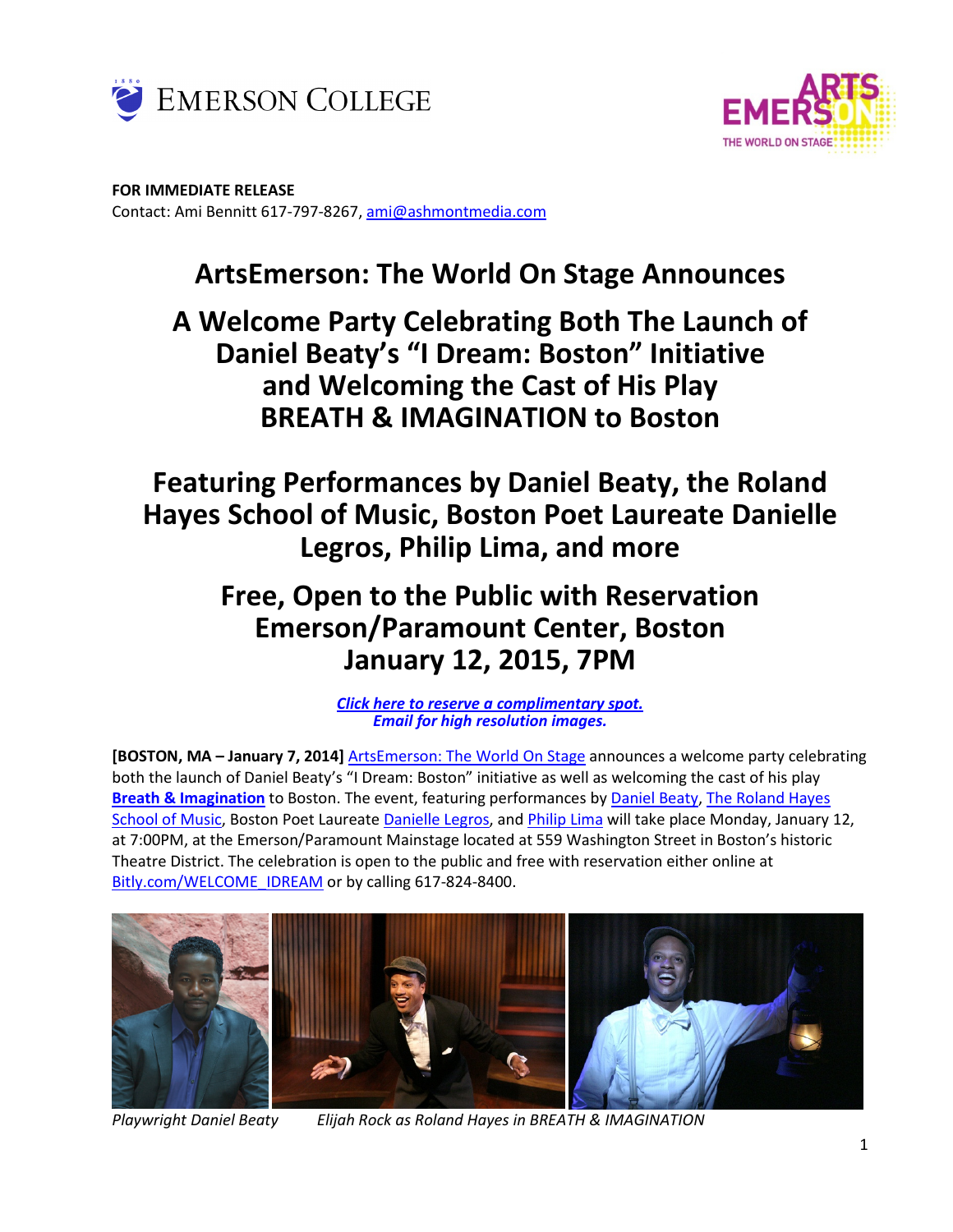**FOR IMMEDIATE RELEASE**
Contact: Ami Bennitt 617-797-8267, ami@ashmontmedia.com

# ArtsEmerson: The World On Stage Announces

# A Welcome Party Celebrating Both The Launch of Daniel Beaty's "I Dream: Boston" Initiative and Welcoming the Cast of His Play BREATH & IMAGINATION to Boston

## Featuring Performances by Daniel Beaty, the Roland Hayes School of Music, Boston Poet Laureate Danielle Legros, Philip Lima, and more

## Free, Open to the Public with Reservation Emerson/Paramount Center, Boston January 12, 2015, 7PM

***Click here to reserve a complimentary spot.***
***Email for high resolution images.***

**[BOSTON, MA – January 7, 2014]** ArtsEmerson: The World On Stage announces a welcome party celebrating both the launch of Daniel Beaty's "I Dream: Boston" initiative as well as welcoming the cast of his play **Breath & Imagination** to Boston. The event, featuring performances by Daniel Beaty, The Roland Hayes School of Music, Boston Poet Laureate Danielle Legros, and Philip Lima will take place Monday, January 12, at 7:00PM, at the Emerson/Paramount Mainstage located at 559 Washington Street in Boston's historic Theatre District. The celebration is open to the public and free with reservation either online at Bitly.com/WELCOME_IDREAM or by calling 617-824-8400.

*Playwright Daniel Beaty* *Elijah Rock as Roland Hayes in BREATH & IMAGINATION*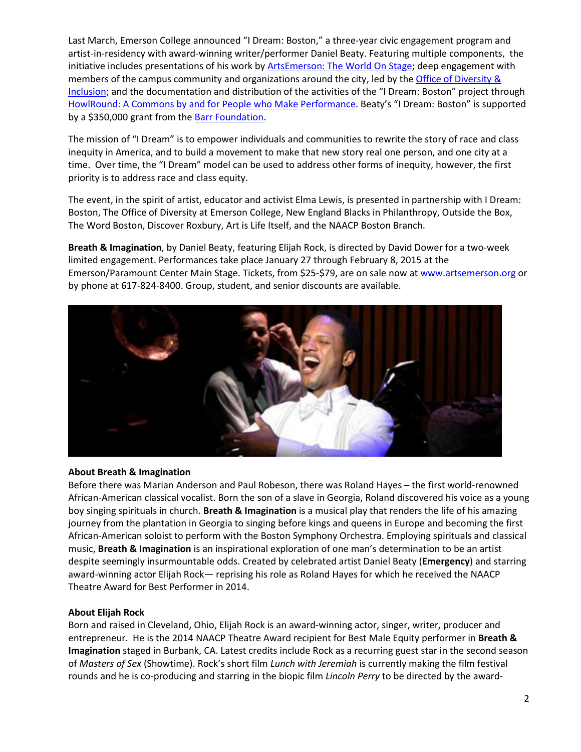Last March, Emerson College announced "I Dream: Boston," a three-year civic engagement program and artist-in-residency with award-winning writer/performer Daniel Beaty. Featuring multiple components, the initiative includes presentations of his work by ArtsEmerson: The World On Stage; deep engagement with members of the campus community and organizations around the city, led by the Office of Diversity & Inclusion; and the documentation and distribution of the activities of the "I Dream: Boston" project through HowlRound: A Commons by and for People who Make Performance. Beaty's "I Dream: Boston" is supported by a $350,000 grant from the Barr Foundation.

The mission of "I Dream" is to empower individuals and communities to rewrite the story of race and class inequity in America, and to build a movement to make that new story real one person, and one city at a time. Over time, the "I Dream" model can be used to address other forms of inequity, however, the first priority is to address race and class equity.

The event, in the spirit of artist, educator and activist Elma Lewis, is presented in partnership with I Dream: Boston, The Office of Diversity at Emerson College, New England Blacks in Philanthropy, Outside the Box, The Word Boston, Discover Roxbury, Art is Life Itself, and the NAACP Boston Branch.

**Breath & Imagination**, by Daniel Beaty, featuring Elijah Rock, is directed by David Dower for a two-week limited engagement. Performances take place January 27 through February 8, 2015 at the Emerson/Paramount Center Main Stage. Tickets, from $25-$79, are on sale now at www.artsemerson.org or by phone at 617-824-8400. Group, student, and senior discounts are available.

**About Breath & Imagination**

Before there was Marian Anderson and Paul Robeson, there was Roland Hayes – the first world-renowned African-American classical vocalist. Born the son of a slave in Georgia, Roland discovered his voice as a young boy singing spirituals in church. **Breath & Imagination** is a musical play that renders the life of his amazing journey from the plantation in Georgia to singing before kings and queens in Europe and becoming the first African-American soloist to perform with the Boston Symphony Orchestra. Employing spirituals and classical music, **Breath & Imagination** is an inspirational exploration of one man's determination to be an artist despite seemingly insurmountable odds. Created by celebrated artist Daniel Beaty (**Emergency**) and starring award-winning actor Elijah Rock— reprising his role as Roland Hayes for which he received the NAACP Theatre Award for Best Performer in 2014.

**About Elijah Rock**

Born and raised in Cleveland, Ohio, Elijah Rock is an award-winning actor, singer, writer, producer and entrepreneur. He is the 2014 NAACP Theatre Award recipient for Best Male Equity performer in **Breath & Imagination** staged in Burbank, CA. Latest credits include Rock as a recurring guest star in the second season of *Masters of Sex* (Showtime). Rock's short film *Lunch with Jeremiah* is currently making the film festival rounds and he is co-producing and starring in the biopic film *Lincoln Perry* to be directed by the award-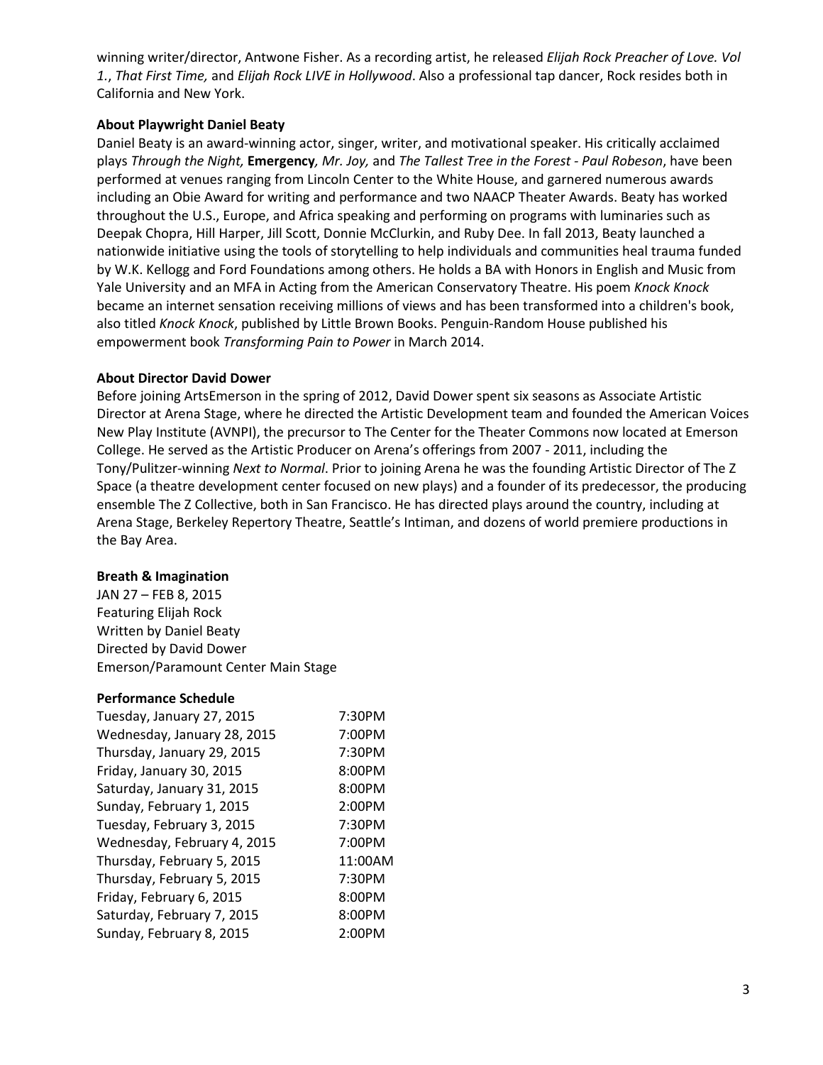winning writer/director, Antwone Fisher. As a recording artist, he released *Elijah Rock Preacher of Love. Vol 1.*, *That First Time,* and *Elijah Rock LIVE in Hollywood*. Also a professional tap dancer, Rock resides both in California and New York.

**About Playwright Daniel Beaty**

Daniel Beaty is an award-winning actor, singer, writer, and motivational speaker. His critically acclaimed plays *Through the Night,* **Emergency***, Mr. Joy,* and *The Tallest Tree in the Forest - Paul Robeson*, have been performed at venues ranging from Lincoln Center to the White House, and garnered numerous awards including an Obie Award for writing and performance and two NAACP Theater Awards. Beaty has worked throughout the U.S., Europe, and Africa speaking and performing on programs with luminaries such as Deepak Chopra, Hill Harper, Jill Scott, Donnie McClurkin, and Ruby Dee. In fall 2013, Beaty launched a nationwide initiative using the tools of storytelling to help individuals and communities heal trauma funded by W.K. Kellogg and Ford Foundations among others. He holds a BA with Honors in English and Music from Yale University and an MFA in Acting from the American Conservatory Theatre. His poem *Knock Knock* became an internet sensation receiving millions of views and has been transformed into a children's book, also titled *Knock Knock*, published by Little Brown Books. Penguin-Random House published his empowerment book *Transforming Pain to Power* in March 2014.

**About Director David Dower**

Before joining ArtsEmerson in the spring of 2012, David Dower spent six seasons as Associate Artistic Director at Arena Stage, where he directed the Artistic Development team and founded the American Voices New Play Institute (AVNPI), the precursor to The Center for the Theater Commons now located at Emerson College. He served as the Artistic Producer on Arena's offerings from 2007 - 2011, including the Tony/Pulitzer-winning *Next to Normal*. Prior to joining Arena he was the founding Artistic Director of The Z Space (a theatre development center focused on new plays) and a founder of its predecessor, the producing ensemble The Z Collective, both in San Francisco. He has directed plays around the country, including at Arena Stage, Berkeley Repertory Theatre, Seattle's Intiman, and dozens of world premiere productions in the Bay Area.

**Breath & Imagination**

JAN 27 – FEB 8, 2015
Featuring Elijah Rock
Written by Daniel Beaty
Directed by David Dower
Emerson/Paramount Center Main Stage

**Performance Schedule**

| | |
|---|---|
| Tuesday, January 27, 2015 | 7:30PM |
| Wednesday, January 28, 2015 | 7:00PM |
| Thursday, January 29, 2015 | 7:30PM |
| Friday, January 30, 2015 | 8:00PM |
| Saturday, January 31, 2015 | 8:00PM |
| Sunday, February 1, 2015 | 2:00PM |
| Tuesday, February 3, 2015 | 7:30PM |
| Wednesday, February 4, 2015 | 7:00PM |
| Thursday, February 5, 2015 | 11:00AM |
| Thursday, February 5, 2015 | 7:30PM |
| Friday, February 6, 2015 | 8:00PM |
| Saturday, February 7, 2015 | 8:00PM |
| Sunday, February 8, 2015 | 2:00PM |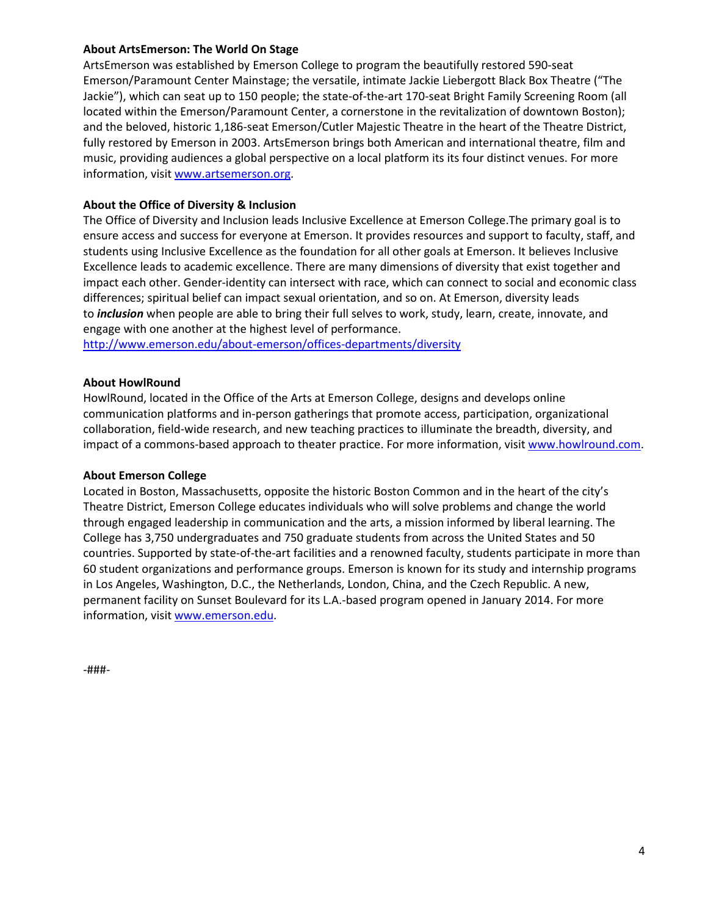**About ArtsEmerson: The World On Stage**

ArtsEmerson was established by Emerson College to program the beautifully restored 590-seat Emerson/Paramount Center Mainstage; the versatile, intimate Jackie Liebergott Black Box Theatre ("The Jackie"), which can seat up to 150 people; the state-of-the-art 170-seat Bright Family Screening Room (all located within the Emerson/Paramount Center, a cornerstone in the revitalization of downtown Boston); and the beloved, historic 1,186-seat Emerson/Cutler Majestic Theatre in the heart of the Theatre District, fully restored by Emerson in 2003. ArtsEmerson brings both American and international theatre, film and music, providing audiences a global perspective on a local platform its its four distinct venues. For more information, visit www.artsemerson.org.

**About the Office of Diversity & Inclusion**

The Office of Diversity and Inclusion leads Inclusive Excellence at Emerson College.The primary goal is to ensure access and success for everyone at Emerson. It provides resources and support to faculty, staff, and students using Inclusive Excellence as the foundation for all other goals at Emerson. It believes Inclusive Excellence leads to academic excellence. There are many dimensions of diversity that exist together and impact each other. Gender-identity can intersect with race, which can connect to social and economic class differences; spiritual belief can impact sexual orientation, and so on. At Emerson, diversity leads to ***inclusion*** when people are able to bring their full selves to work, study, learn, create, innovate, and engage with one another at the highest level of performance.
http://www.emerson.edu/about-emerson/offices-departments/diversity

**About HowlRound**

HowlRound, located in the Office of the Arts at Emerson College, designs and develops online communication platforms and in-person gatherings that promote access, participation, organizational collaboration, field-wide research, and new teaching practices to illuminate the breadth, diversity, and impact of a commons-based approach to theater practice. For more information, visit www.howlround.com.

**About Emerson College**

Located in Boston, Massachusetts, opposite the historic Boston Common and in the heart of the city's Theatre District, Emerson College educates individuals who will solve problems and change the world through engaged leadership in communication and the arts, a mission informed by liberal learning. The College has 3,750 undergraduates and 750 graduate students from across the United States and 50 countries. Supported by state-of-the-art facilities and a renowned faculty, students participate in more than 60 student organizations and performance groups. Emerson is known for its study and internship programs in Los Angeles, Washington, D.C., the Netherlands, London, China, and the Czech Republic. A new, permanent facility on Sunset Boulevard for its L.A.-based program opened in January 2014. For more information, visit www.emerson.edu.

-###-